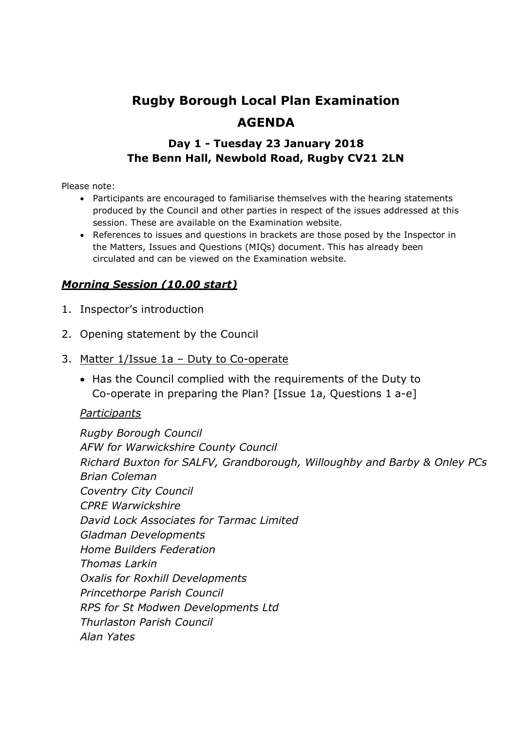# Rugby Borough Local Plan Examination

# AGENDA

### Day 1 - Tuesday 23 January 2018
### The Benn Hall, Newbold Road, Rugby CV21 2LN

Please note:

- Participants are encouraged to familiarise themselves with the hearing statements produced by the Council and other parties in respect of the issues addressed at this session. These are available on the Examination website.
- References to issues and questions in brackets are those posed by the Inspector in the Matters, Issues and Questions (MIQs) document. This has already been circulated and can be viewed on the Examination website.

## ***Morning Session (10.00 start)***

1. Inspector's introduction
2. Opening statement by the Council
3. Matter 1/Issue 1a – Duty to Co-operate
   - Has the Council complied with the requirements of the Duty to Co-operate in preparing the Plan? [Issue 1a, Questions 1 a-e]

   *Participants*

   *Rugby Borough Council*
   *AFW for Warwickshire County Council*
   *Richard Buxton for SALFV, Grandborough, Willoughby and Barby & Onley PCs*
   *Brian Coleman*
   *Coventry City Council*
   *CPRE Warwickshire*
   *David Lock Associates for Tarmac Limited*
   *Gladman Developments*
   *Home Builders Federation*
   *Thomas Larkin*
   *Oxalis for Roxhill Developments*
   *Princethorpe Parish Council*
   *RPS for St Modwen Developments Ltd*
   *Thurlaston Parish Council*
   *Alan Yates*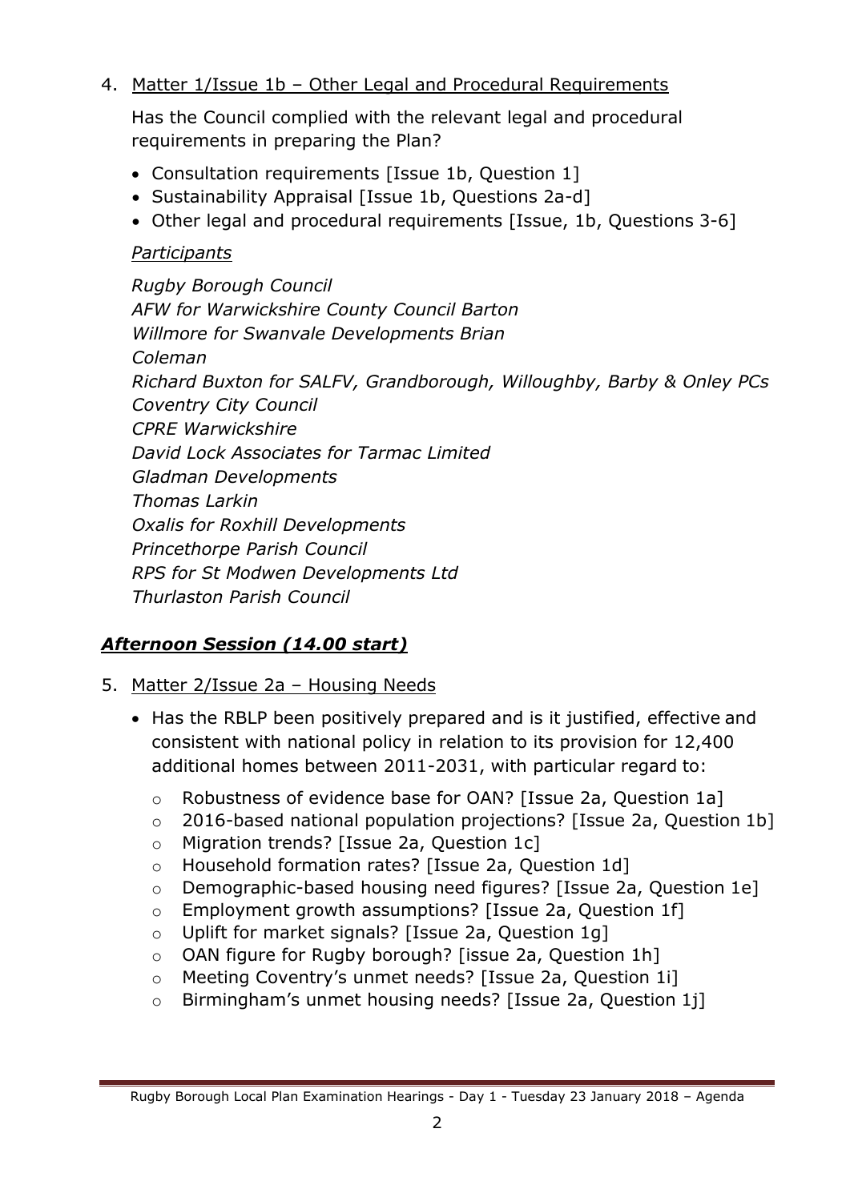4. Matter 1/Issue 1b – Other Legal and Procedural Requirements

   Has the Council complied with the relevant legal and procedural requirements in preparing the Plan?

   - Consultation requirements [Issue 1b, Question 1]
   - Sustainability Appraisal [Issue 1b, Questions 2a-d]
   - Other legal and procedural requirements [Issue, 1b, Questions 3-6]

   *Participants*

   *Rugby Borough Council*
   *AFW for Warwickshire County Council Barton*
   *Willmore for Swanvale Developments Brian*
   *Coleman*
   *Richard Buxton for SALFV, Grandborough, Willoughby, Barby & Onley PCs*
   *Coventry City Council*
   *CPRE Warwickshire*
   *David Lock Associates for Tarmac Limited*
   *Gladman Developments*
   *Thomas Larkin*
   *Oxalis for Roxhill Developments*
   *Princethorpe Parish Council*
   *RPS for St Modwen Developments Ltd*
   *Thurlaston Parish Council*

## ***Afternoon Session (14.00 start)***

5. Matter 2/Issue 2a – Housing Needs

   - Has the RBLP been positively prepared and is it justified, effective and consistent with national policy in relation to its provision for 12,400 additional homes between 2011-2031, with particular regard to:
     - Robustness of evidence base for OAN? [Issue 2a, Question 1a]
     - 2016-based national population projections? [Issue 2a, Question 1b]
     - Migration trends? [Issue 2a, Question 1c]
     - Household formation rates? [Issue 2a, Question 1d]
     - Demographic-based housing need figures? [Issue 2a, Question 1e]
     - Employment growth assumptions? [Issue 2a, Question 1f]
     - Uplift for market signals? [Issue 2a, Question 1g]
     - OAN figure for Rugby borough? [issue 2a, Question 1h]
     - Meeting Coventry's unmet needs? [Issue 2a, Question 1i]
     - Birmingham's unmet housing needs? [Issue 2a, Question 1j]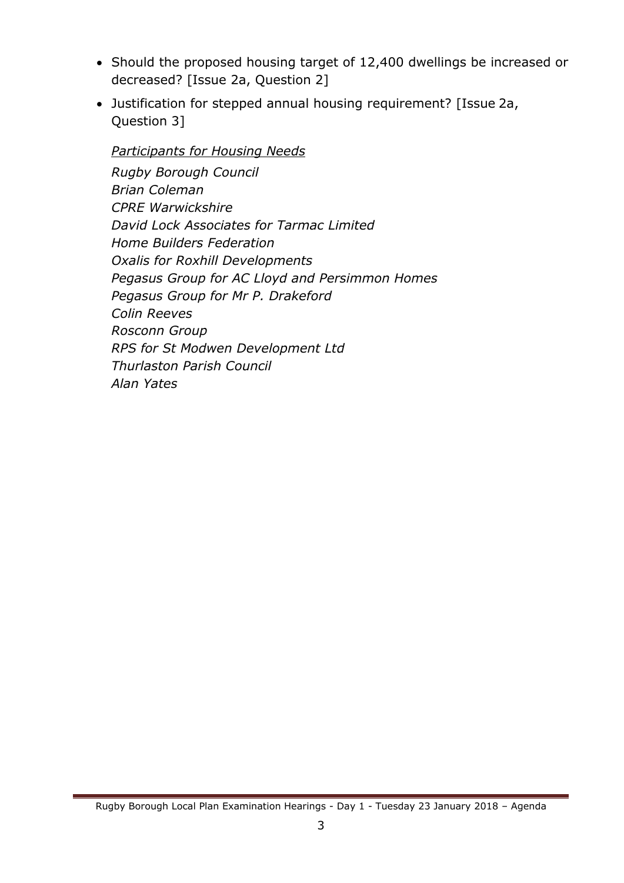- Should the proposed housing target of 12,400 dwellings be increased or decreased? [Issue 2a, Question 2]
- Justification for stepped annual housing requirement? [Issue 2a, Question 3]

*Participants for Housing Needs*

*Rugby Borough Council*
*Brian Coleman*
*CPRE Warwickshire*
*David Lock Associates for Tarmac Limited*
*Home Builders Federation*
*Oxalis for Roxhill Developments*
*Pegasus Group for AC Lloyd and Persimmon Homes*
*Pegasus Group for Mr P. Drakeford*
*Colin Reeves*
*Rosconn Group*
*RPS for St Modwen Development Ltd*
*Thurlaston Parish Council*
*Alan Yates*